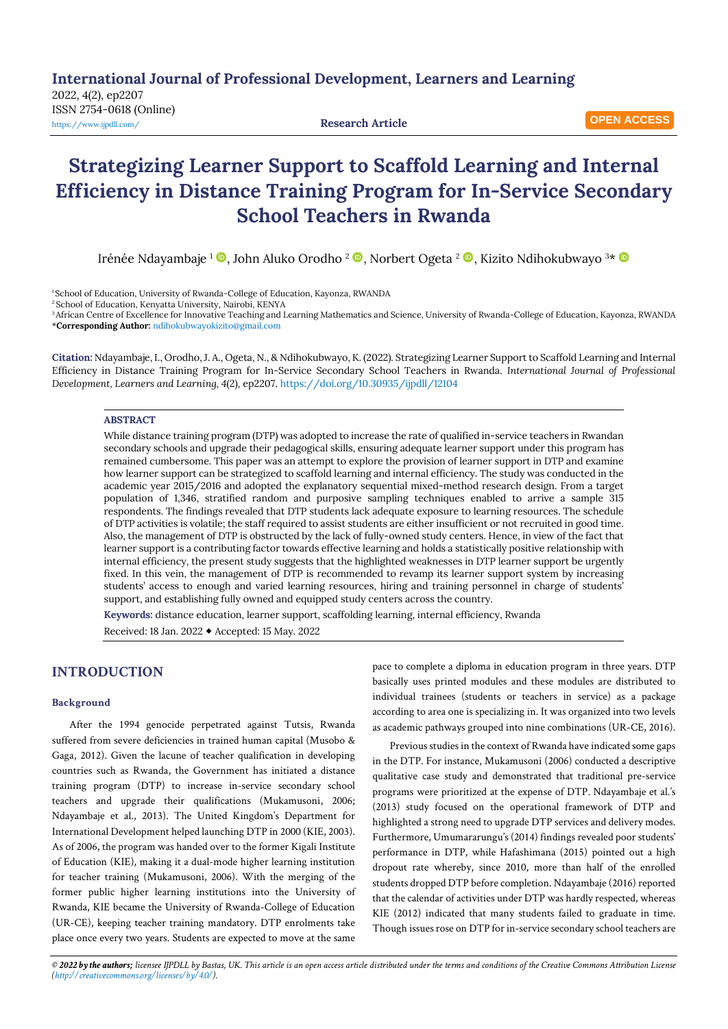International Journal of Professional Development, Learners and Learning
2022, 4(2), ep2207
ISSN 2754-0618 (Online)
https://www.ijpdll.com/

Research Article

OPEN ACCESS

# Strategizing Learner Support to Scaffold Learning and Internal Efficiency in Distance Training Program for In-Service Secondary School Teachers in Rwanda

Irénée Ndayambaje [1], John Aluko Orodho [2], Norbert Ogeta [2], Kizito Ndihokubwayo [3]*

[1] School of Education, University of Rwanda-College of Education, Kayonza, RWANDA
[2] School of Education, Kenyatta University, Nairobi, KENYA
[3] African Centre of Excellence for Innovative Teaching and Learning Mathematics and Science, University of Rwanda-College of Education, Kayonza, RWANDA
***Corresponding Author:** ndihokubwayokizito@gmail.com

**Citation:** Ndayambaje, I., Orodho, J. A., Ogeta, N., & Ndihokubwayo, K. (2022). Strategizing Learner Support to Scaffold Learning and Internal Efficiency in Distance Training Program for In-Service Secondary School Teachers in Rwanda. *International Journal of Professional Development, Learners and Learning, 4*(2), ep2207. https://doi.org/10.30935/ijpdll/12104

## ABSTRACT

While distance training program (DTP) was adopted to increase the rate of qualified in-service teachers in Rwandan secondary schools and upgrade their pedagogical skills, ensuring adequate learner support under this program has remained cumbersome. This paper was an attempt to explore the provision of learner support in DTP and examine how learner support can be strategized to scaffold learning and internal efficiency. The study was conducted in the academic year 2015/2016 and adopted the explanatory sequential mixed-method research design. From a target population of 1,346, stratified random and purposive sampling techniques enabled to arrive a sample 315 respondents. The findings revealed that DTP students lack adequate exposure to learning resources. The schedule of DTP activities is volatile; the staff required to assist students are either insufficient or not recruited in good time. Also, the management of DTP is obstructed by the lack of fully-owned study centers. Hence, in view of the fact that learner support is a contributing factor towards effective learning and holds a statistically positive relationship with internal efficiency, the present study suggests that the highlighted weaknesses in DTP learner support be urgently fixed. In this vein, the management of DTP is recommended to revamp its learner support system by increasing students' access to enough and varied learning resources, hiring and training personnel in charge of students' support, and establishing fully owned and equipped study centers across the country.

**Keywords:** distance education, learner support, scaffolding learning, internal efficiency, Rwanda

Received: 18 Jan. 2022 ◆ Accepted: 15 May. 2022

## INTRODUCTION

### Background

After the 1994 genocide perpetrated against Tutsis, Rwanda suffered from severe deficiencies in trained human capital (Musobo & Gaga, 2012). Given the lacune of teacher qualification in developing countries such as Rwanda, the Government has initiated a distance training program (DTP) to increase in-service secondary school teachers and upgrade their qualifications (Mukamusoni, 2006; Ndayambaje et al., 2013). The United Kingdom's Department for International Development helped launching DTP in 2000 (KIE, 2003). As of 2006, the program was handed over to the former Kigali Institute of Education (KIE), making it a dual-mode higher learning institution for teacher training (Mukamusoni, 2006). With the merging of the former public higher learning institutions into the University of Rwanda, KIE became the University of Rwanda-College of Education (UR-CE), keeping teacher training mandatory. DTP enrolments take place once every two years. Students are expected to move at the same pace to complete a diploma in education program in three years. DTP basically uses printed modules and these modules are distributed to individual trainees (students or teachers in service) as a package according to area one is specializing in. It was organized into two levels as academic pathways grouped into nine combinations (UR-CE, 2016).

Previous studies in the context of Rwanda have indicated some gaps in the DTP. For instance, Mukamusoni (2006) conducted a descriptive qualitative case study and demonstrated that traditional pre-service programs were prioritized at the expense of DTP. Ndayambaje et al.'s (2013) study focused on the operational framework of DTP and highlighted a strong need to upgrade DTP services and delivery modes. Furthermore, Umumararungu's (2014) findings revealed poor students' performance in DTP, while Hafashimana (2015) pointed out a high dropout rate whereby, since 2010, more than half of the enrolled students dropped DTP before completion. Ndayambaje (2016) reported that the calendar of activities under DTP was hardly respected, whereas KIE (2012) indicated that many students failed to graduate in time. Though issues rose on DTP for in-service secondary school teachers are

*© 2022 by the authors; licensee IJPDLL by Bastas, UK. This article is an open access article distributed under the terms and conditions of the Creative Commons Attribution License (http://creativecommons.org/licenses/by/4.0/).*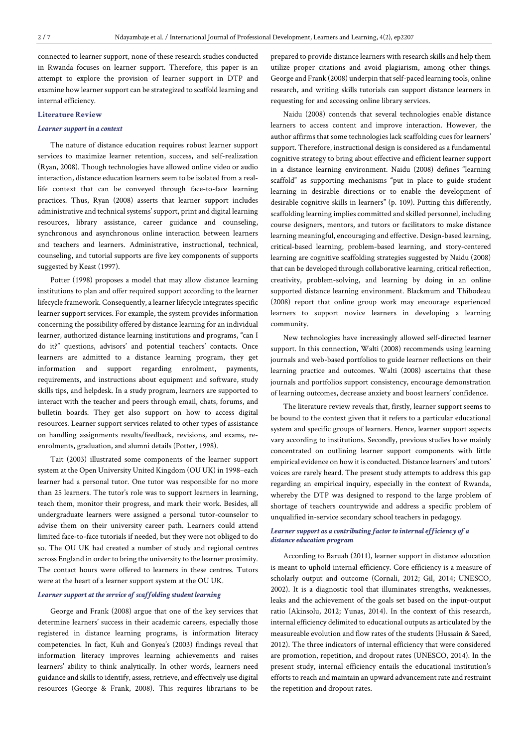connected to learner support, none of these research studies conducted in Rwanda focuses on learner support. Therefore, this paper is an attempt to explore the provision of learner support in DTP and examine how learner support can be strategized to scaffold learning and internal efficiency.

## Literature Review

### *Learner support in a context*

The nature of distance education requires robust learner support services to maximize learner retention, success, and self-realization (Ryan, 2008). Though technologies have allowed online video or audio interaction, distance education learners seem to be isolated from a real-life context that can be conveyed through face-to-face learning practices. Thus, Ryan (2008) asserts that learner support includes administrative and technical systems' support, print and digital learning resources, library assistance, career guidance and counseling, synchronous and asynchronous online interaction between learners and teachers and learners. Administrative, instructional, technical, counseling, and tutorial supports are five key components of supports suggested by Keast (1997).

Potter (1998) proposes a model that may allow distance learning institutions to plan and offer required support according to the learner lifecycle framework. Consequently, a learner lifecycle integrates specific learner support services. For example, the system provides information concerning the possibility offered by distance learning for an individual learner, authorized distance learning institutions and programs, "can I do it?" questions, advisors' and potential teachers' contacts. Once learners are admitted to a distance learning program, they get information and support regarding enrolment, payments, requirements, and instructions about equipment and software, study skills tips, and helpdesk. In a study program, learners are supported to interact with the teacher and peers through email, chats, forums, and bulletin boards. They get also support on how to access digital resources. Learner support services related to other types of assistance on handling assignments results/feedback, revisions, and exams, re-enrolments, graduation, and alumni details (Potter, 1998).

Tait (2003) illustrated some components of the learner support system at the Open University United Kingdom (OU UK) in 1998–each learner had a personal tutor. One tutor was responsible for no more than 25 learners. The tutor's role was to support learners in learning, teach them, monitor their progress, and mark their work. Besides, all undergraduate learners were assigned a personal tutor-counselor to advise them on their university career path. Learners could attend limited face-to-face tutorials if needed, but they were not obliged to do so. The OU UK had created a number of study and regional centres across England in order to bring the university to the learner proximity. The contact hours were offered to learners in these centres. Tutors were at the heart of a learner support system at the OU UK.

### *Learner support at the service of scaffolding student learning*

George and Frank (2008) argue that one of the key services that determine learners' success in their academic careers, especially those registered in distance learning programs, is information literacy competencies. In fact, Kuh and Gonyea's (2003) findings reveal that information literacy improves learning achievements and raises learners' ability to think analytically. In other words, learners need guidance and skills to identify, assess, retrieve, and effectively use digital resources (George & Frank, 2008). This requires librarians to be prepared to provide distance learners with research skills and help them utilize proper citations and avoid plagiarism, among other things. George and Frank (2008) underpin that self-paced learning tools, online research, and writing skills tutorials can support distance learners in requesting for and accessing online library services.

Naidu (2008) contends that several technologies enable distance learners to access content and improve interaction. However, the author affirms that some technologies lack scaffolding cues for learners' support. Therefore, instructional design is considered as a fundamental cognitive strategy to bring about effective and efficient learner support in a distance learning environment. Naidu (2008) defines "learning scaffold" as supporting mechanisms "put in place to guide student learning in desirable directions or to enable the development of desirable cognitive skills in learners" (p. 109). Putting this differently, scaffolding learning implies committed and skilled personnel, including course designers, mentors, and tutors or facilitators to make distance learning meaningful, encouraging and effective. Design-based learning, critical-based learning, problem-based learning, and story-centered learning are cognitive scaffolding strategies suggested by Naidu (2008) that can be developed through collaborative learning, critical reflection, creativity, problem-solving, and learning by doing in an online supported distance learning environment. Blackmum and Thibodeau (2008) report that online group work may encourage experienced learners to support novice learners in developing a learning community.

New technologies have increasingly allowed self-directed learner support. In this connection, Walti (2008) recommends using learning journals and web-based portfolios to guide learner reflections on their learning practice and outcomes. Walti (2008) ascertains that these journals and portfolios support consistency, encourage demonstration of learning outcomes, decrease anxiety and boost learners' confidence.

The literature review reveals that, firstly, learner support seems to be bound to the context given that it refers to a particular educational system and specific groups of learners. Hence, learner support aspects vary according to institutions. Secondly, previous studies have mainly concentrated on outlining learner support components with little empirical evidence on how it is conducted. Distance learners' and tutors' voices are rarely heard. The present study attempts to address this gap regarding an empirical inquiry, especially in the context of Rwanda, whereby the DTP was designed to respond to the large problem of shortage of teachers countrywide and address a specific problem of unqualified in-service secondary school teachers in pedagogy.

### *Learner support as a contributing factor to internal efficiency of a distance education program*

According to Baruah (2011), learner support in distance education is meant to uphold internal efficiency. Core efficiency is a measure of scholarly output and outcome (Cornali, 2012; Gil, 2014; UNESCO, 2002). It is a diagnostic tool that illuminates strengths, weaknesses, leaks and the achievement of the goals set based on the input-output ratio (Akinsolu, 2012; Yunas, 2014). In the context of this research, internal efficiency delimited to educational outputs as articulated by the measureable evolution and flow rates of the students (Hussain & Saeed, 2012). The three indicators of internal efficiency that were considered are promotion, repetition, and dropout rates (UNESCO, 2014). In the present study, internal efficiency entails the educational institution's efforts to reach and maintain an upward advancement rate and restraint the repetition and dropout rates.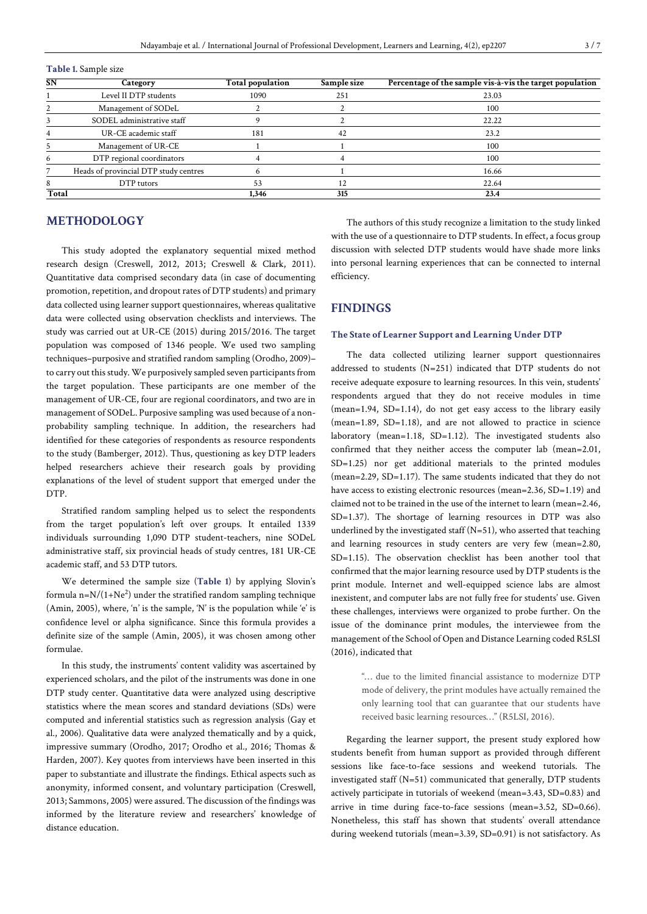**Table 1.** Sample size

| SN | Category | Total population | Sample size | Percentage of the sample vis-à-vis the target population |
|---|---|---|---|---|
| 1 | Level II DTP students | 1090 | 251 | 23.03 |
| 2 | Management of SODeL | 2 | 2 | 100 |
| 3 | SODEL administrative staff | 9 | 2 | 22.22 |
| 4 | UR-CE academic staff | 181 | 42 | 23.2 |
| 5 | Management of UR-CE | 1 | 1 | 100 |
| 6 | DTP regional coordinators | 4 | 4 | 100 |
| 7 | Heads of provincial DTP study centres | 6 | 1 | 16.66 |
| 8 | DTP tutors | 53 | 12 | 22.64 |
| Total | | 1,346 | 315 | 23.4 |

## METHODOLOGY

This study adopted the explanatory sequential mixed method research design (Creswell, 2012, 2013; Creswell & Clark, 2011). Quantitative data comprised secondary data (in case of documenting promotion, repetition, and dropout rates of DTP students) and primary data collected using learner support questionnaires, whereas qualitative data were collected using observation checklists and interviews. The study was carried out at UR-CE (2015) during 2015/2016. The target population was composed of 1346 people. We used two sampling techniques–purposive and stratified random sampling (Orodho, 2009)–to carry out this study. We purposively sampled seven participants from the target population. These participants are one member of the management of UR-CE, four are regional coordinators, and two are in management of SODeL. Purposive sampling was used because of a non-probability sampling technique. In addition, the researchers had identified for these categories of respondents as resource respondents to the study (Bamberger, 2012). Thus, questioning as key DTP leaders helped researchers achieve their research goals by providing explanations of the level of student support that emerged under the DTP.

Stratified random sampling helped us to select the respondents from the target population's left over groups. It entailed 1339 individuals surrounding 1,090 DTP student-teachers, nine SODeL administrative staff, six provincial heads of study centres, 181 UR-CE academic staff, and 53 DTP tutors.

We determined the sample size (**Table 1**) by applying Slovin's formula $n=N/(1+Ne^2)$ under the stratified random sampling technique (Amin, 2005), where, 'n' is the sample, 'N' is the population while 'e' is confidence level or alpha significance. Since this formula provides a definite size of the sample (Amin, 2005), it was chosen among other formulae.

In this study, the instruments' content validity was ascertained by experienced scholars, and the pilot of the instruments was done in one DTP study center. Quantitative data were analyzed using descriptive statistics where the mean scores and standard deviations (SDs) were computed and inferential statistics such as regression analysis (Gay et al., 2006). Qualitative data were analyzed thematically and by a quick, impressive summary (Orodho, 2017; Orodho et al., 2016; Thomas & Harden, 2007). Key quotes from interviews have been inserted in this paper to substantiate and illustrate the findings. Ethical aspects such as anonymity, informed consent, and voluntary participation (Creswell, 2013; Sammons, 2005) were assured. The discussion of the findings was informed by the literature review and researchers' knowledge of distance education.

The authors of this study recognize a limitation to the study linked with the use of a questionnaire to DTP students. In effect, a focus group discussion with selected DTP students would have shade more links into personal learning experiences that can be connected to internal efficiency.

## FINDINGS

### The State of Learner Support and Learning Under DTP

The data collected utilizing learner support questionnaires addressed to students (N=251) indicated that DTP students do not receive adequate exposure to learning resources. In this vein, students' respondents argued that they do not receive modules in time (mean=1.94, SD=1.14), do not get easy access to the library easily (mean=1.89, SD=1.18), and are not allowed to practice in science laboratory (mean=1.18, SD=1.12). The investigated students also confirmed that they neither access the computer lab (mean=2.01, SD=1.25) nor get additional materials to the printed modules (mean=2.29, SD=1.17). The same students indicated that they do not have access to existing electronic resources (mean=2.36, SD=1.19) and claimed not to be trained in the use of the internet to learn (mean=2.46, SD=1.37). The shortage of learning resources in DTP was also underlined by the investigated staff (N=51), who asserted that teaching and learning resources in study centers are very few (mean=2.80, SD=1.15). The observation checklist has been another tool that confirmed that the major learning resource used by DTP students is the print module. Internet and well-equipped science labs are almost inexistent, and computer labs are not fully free for students' use. Given these challenges, interviews were organized to probe further. On the issue of the dominance print modules, the interviewee from the management of the School of Open and Distance Learning coded R5LSI (2016), indicated that

> "… due to the limited financial assistance to modernize DTP mode of delivery, the print modules have actually remained the only learning tool that can guarantee that our students have received basic learning resources…" (R5LSI, 2016).

Regarding the learner support, the present study explored how students benefit from human support as provided through different sessions like face-to-face sessions and weekend tutorials. The investigated staff (N=51) communicated that generally, DTP students actively participate in tutorials of weekend (mean=3.43, SD=0.83) and arrive in time during face-to-face sessions (mean=3.52, SD=0.66). Nonetheless, this staff has shown that students' overall attendance during weekend tutorials (mean=3.39, SD=0.91) is not satisfactory. As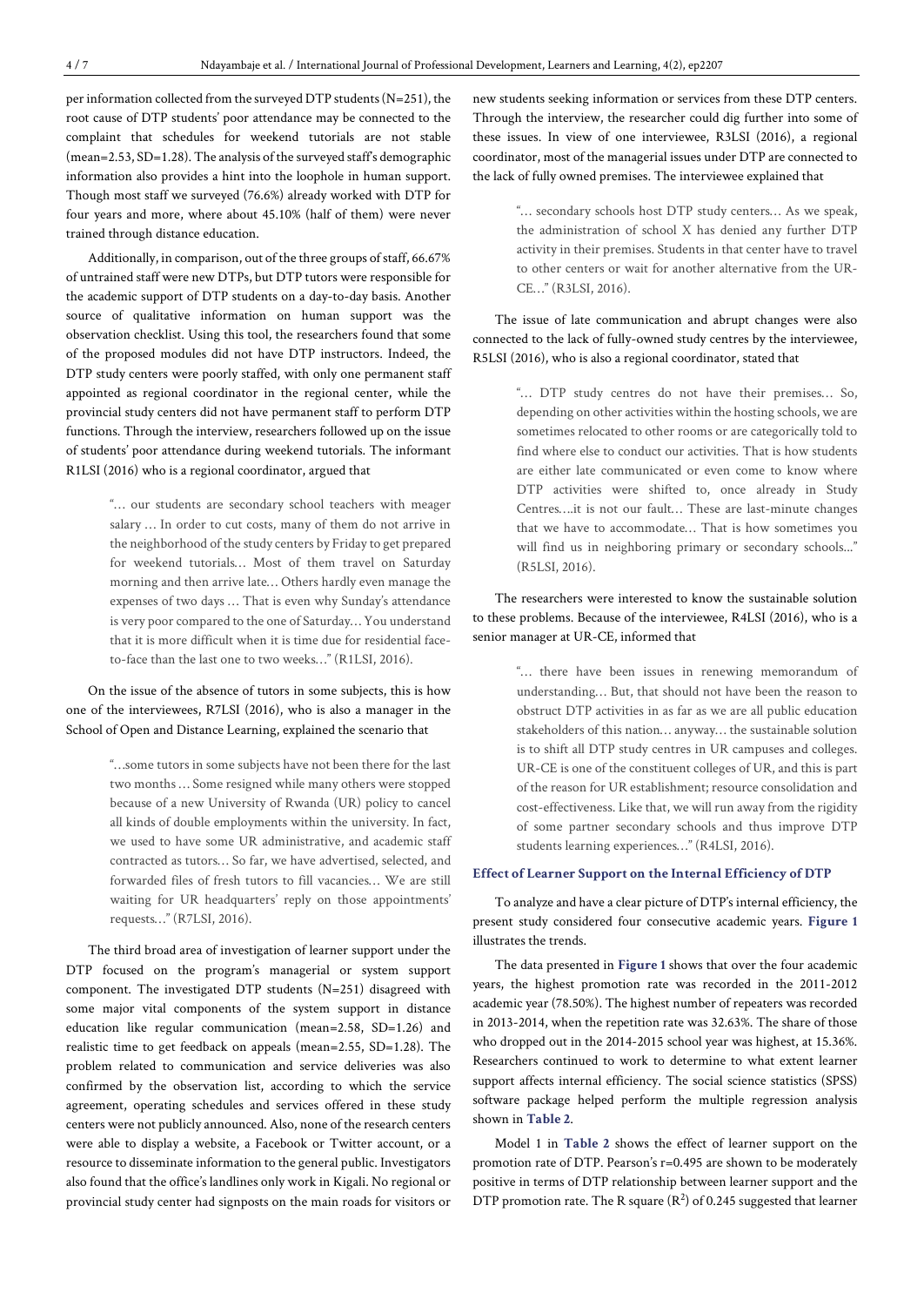per information collected from the surveyed DTP students (N=251), the root cause of DTP students' poor attendance may be connected to the complaint that schedules for weekend tutorials are not stable (mean=2.53, SD=1.28). The analysis of the surveyed staff's demographic information also provides a hint into the loophole in human support. Though most staff we surveyed (76.6%) already worked with DTP for four years and more, where about 45.10% (half of them) were never trained through distance education.

Additionally, in comparison, out of the three groups of staff, 66.67% of untrained staff were new DTPs, but DTP tutors were responsible for the academic support of DTP students on a day-to-day basis. Another source of qualitative information on human support was the observation checklist. Using this tool, the researchers found that some of the proposed modules did not have DTP instructors. Indeed, the DTP study centers were poorly staffed, with only one permanent staff appointed as regional coordinator in the regional center, while the provincial study centers did not have permanent staff to perform DTP functions. Through the interview, researchers followed up on the issue of students' poor attendance during weekend tutorials. The informant R1LSI (2016) who is a regional coordinator, argued that

> "… our students are secondary school teachers with meager salary … In order to cut costs, many of them do not arrive in the neighborhood of the study centers by Friday to get prepared for weekend tutorials… Most of them travel on Saturday morning and then arrive late… Others hardly even manage the expenses of two days … That is even why Sunday's attendance is very poor compared to the one of Saturday… You understand that it is more difficult when it is time due for residential face-to-face than the last one to two weeks…" (R1LSI, 2016).

On the issue of the absence of tutors in some subjects, this is how one of the interviewees, R7LSI (2016), who is also a manager in the School of Open and Distance Learning, explained the scenario that

> "…some tutors in some subjects have not been there for the last two months … Some resigned while many others were stopped because of a new University of Rwanda (UR) policy to cancel all kinds of double employments within the university. In fact, we used to have some UR administrative, and academic staff contracted as tutors… So far, we have advertised, selected, and forwarded files of fresh tutors to fill vacancies… We are still waiting for UR headquarters' reply on those appointments' requests…" (R7LSI, 2016).

The third broad area of investigation of learner support under the DTP focused on the program's managerial or system support component. The investigated DTP students (N=251) disagreed with some major vital components of the system support in distance education like regular communication (mean=2.58, SD=1.26) and realistic time to get feedback on appeals (mean=2.55, SD=1.28). The problem related to communication and service deliveries was also confirmed by the observation list, according to which the service agreement, operating schedules and services offered in these study centers were not publicly announced. Also, none of the research centers were able to display a website, a Facebook or Twitter account, or a resource to disseminate information to the general public. Investigators also found that the office's landlines only work in Kigali. No regional or provincial study center had signposts on the main roads for visitors or new students seeking information or services from these DTP centers. Through the interview, the researcher could dig further into some of these issues. In view of one interviewee, R3LSI (2016), a regional coordinator, most of the managerial issues under DTP are connected to the lack of fully owned premises. The interviewee explained that

> "… secondary schools host DTP study centers… As we speak, the administration of school X has denied any further DTP activity in their premises. Students in that center have to travel to other centers or wait for another alternative from the UR-CE…" (R3LSI, 2016).

The issue of late communication and abrupt changes were also connected to the lack of fully-owned study centres by the interviewee, R5LSI (2016), who is also a regional coordinator, stated that

> "… DTP study centres do not have their premises… So, depending on other activities within the hosting schools, we are sometimes relocated to other rooms or are categorically told to find where else to conduct our activities. That is how students are either late communicated or even come to know where DTP activities were shifted to, once already in Study Centres….it is not our fault… These are last-minute changes that we have to accommodate… That is how sometimes you will find us in neighboring primary or secondary schools..." (R5LSI, 2016).

The researchers were interested to know the sustainable solution to these problems. Because of the interviewee, R4LSI (2016), who is a senior manager at UR-CE, informed that

> "… there have been issues in renewing memorandum of understanding… But, that should not have been the reason to obstruct DTP activities in as far as we are all public education stakeholders of this nation… anyway… the sustainable solution is to shift all DTP study centres in UR campuses and colleges. UR-CE is one of the constituent colleges of UR, and this is part of the reason for UR establishment; resource consolidation and cost-effectiveness. Like that, we will run away from the rigidity of some partner secondary schools and thus improve DTP students learning experiences…" (R4LSI, 2016).

#### Effect of Learner Support on the Internal Efficiency of DTP

To analyze and have a clear picture of DTP's internal efficiency, the present study considered four consecutive academic years. **Figure 1** illustrates the trends.

The data presented in **Figure 1** shows that over the four academic years, the highest promotion rate was recorded in the 2011-2012 academic year (78.50%). The highest number of repeaters was recorded in 2013-2014, when the repetition rate was 32.63%. The share of those who dropped out in the 2014-2015 school year was highest, at 15.36%. Researchers continued to work to determine to what extent learner support affects internal efficiency. The social science statistics (SPSS) software package helped perform the multiple regression analysis shown in **Table 2**.

Model 1 in **Table 2** shows the effect of learner support on the promotion rate of DTP. Pearson's r=0.495 are shown to be moderately positive in terms of DTP relationship between learner support and the DTP promotion rate. The R square ($R^2$) of 0.245 suggested that learner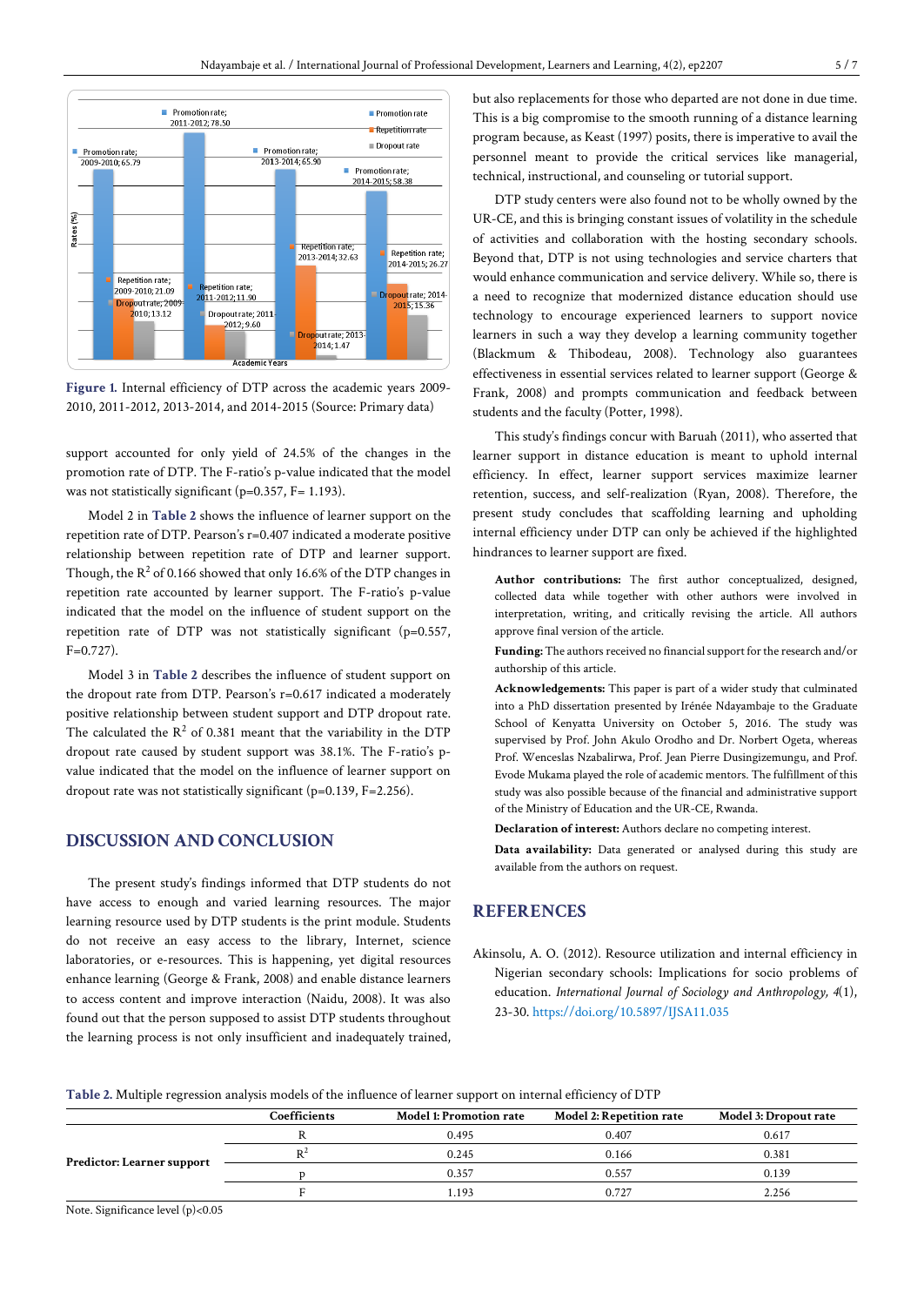Figure 1. Internal efficiency of DTP across the academic years 2009-2010, 2011-2012, 2013-2014, and 2014-2015 (Source: Primary data)

support accounted for only yield of 24.5% of the changes in the promotion rate of DTP. The F-ratio's p-value indicated that the model was not statistically significant (p=0.357, F= 1.193).

Model 2 in **Table 2** shows the influence of learner support on the repetition rate of DTP. Pearson's r=0.407 indicated a moderate positive relationship between repetition rate of DTP and learner support. Though, the $R^2$ of 0.166 showed that only 16.6% of the DTP changes in repetition rate accounted by learner support. The F-ratio's p-value indicated that the model on the influence of student support on the repetition rate of DTP was not statistically significant (p=0.557, F=0.727).

Model 3 in **Table 2** describes the influence of student support on the dropout rate from DTP. Pearson's r=0.617 indicated a moderately positive relationship between student support and DTP dropout rate. The calculated the $R^2$ of 0.381 meant that the variability in the DTP dropout rate caused by student support was 38.1%. The F-ratio's p-value indicated that the model on the influence of learner support on dropout rate was not statistically significant (p=0.139, F=2.256).

## DISCUSSION AND CONCLUSION

The present study's findings informed that DTP students do not have access to enough and varied learning resources. The major learning resource used by DTP students is the print module. Students do not receive an easy access to the library, Internet, science laboratories, or e-resources. This is happening, yet digital resources enhance learning (George & Frank, 2008) and enable distance learners to access content and improve interaction (Naidu, 2008). It was also found out that the person supposed to assist DTP students throughout the learning process is not only insufficient and inadequately trained, but also replacements for those who departed are not done in due time. This is a big compromise to the smooth running of a distance learning program because, as Keast (1997) posits, there is imperative to avail the personnel meant to provide the critical services like managerial, technical, instructional, and counseling or tutorial support.

DTP study centers were also found not to be wholly owned by the UR-CE, and this is bringing constant issues of volatility in the schedule of activities and collaboration with the hosting secondary schools. Beyond that, DTP is not using technologies and service charters that would enhance communication and service delivery. While so, there is a need to recognize that modernized distance education should use technology to encourage experienced learners to support novice learners in such a way they develop a learning community together (Blackmum & Thibodeau, 2008). Technology also guarantees effectiveness in essential services related to learner support (George & Frank, 2008) and prompts communication and feedback between students and the faculty (Potter, 1998).

This study's findings concur with Baruah (2011), who asserted that learner support in distance education is meant to uphold internal efficiency. In effect, learner support services maximize learner retention, success, and self-realization (Ryan, 2008). Therefore, the present study concludes that scaffolding learning and upholding internal efficiency under DTP can only be achieved if the highlighted hindrances to learner support are fixed.

**Author contributions:** The first author conceptualized, designed, collected data while together with other authors were involved in interpretation, writing, and critically revising the article. All authors approve final version of the article.

**Funding:** The authors received no financial support for the research and/or authorship of this article.

**Acknowledgements:** This paper is part of a wider study that culminated into a PhD dissertation presented by Irénée Ndayambaje to the Graduate School of Kenyatta University on October 5, 2016. The study was supervised by Prof. John Akulo Orodho and Dr. Norbert Ogeta, whereas Prof. Wenceslas Nzabalirwa, Prof. Jean Pierre Dusingizemungu, and Prof. Evode Mukama played the role of academic mentors. The fulfillment of this study was also possible because of the financial and administrative support of the Ministry of Education and the UR-CE, Rwanda.

**Declaration of interest:** Authors declare no competing interest.

**Data availability:** Data generated or analysed during this study are available from the authors on request.

## REFERENCES

Akinsolu, A. O. (2012). Resource utilization and internal efficiency in Nigerian secondary schools: Implications for socio problems of education. *International Journal of Sociology and Anthropology, 4*(1), 23-30. https://doi.org/10.5897/IJSA11.035

**Table 2.** Multiple regression analysis models of the influence of learner support on internal efficiency of DTP

| | Coefficients | Model 1: Promotion rate | Model 2: Repetition rate | Model 3: Dropout rate |
|---|---|---|---|---|
| **Predictor: Learner support** | R | 0.495 | 0.407 | 0.617 |
| | $R^2$ | 0.245 | 0.166 | 0.381 |
| | p | 0.357 | 0.557 | 0.139 |
| | F | 1.193 | 0.727 | 2.256 |

Note. Significance level (p)<0.05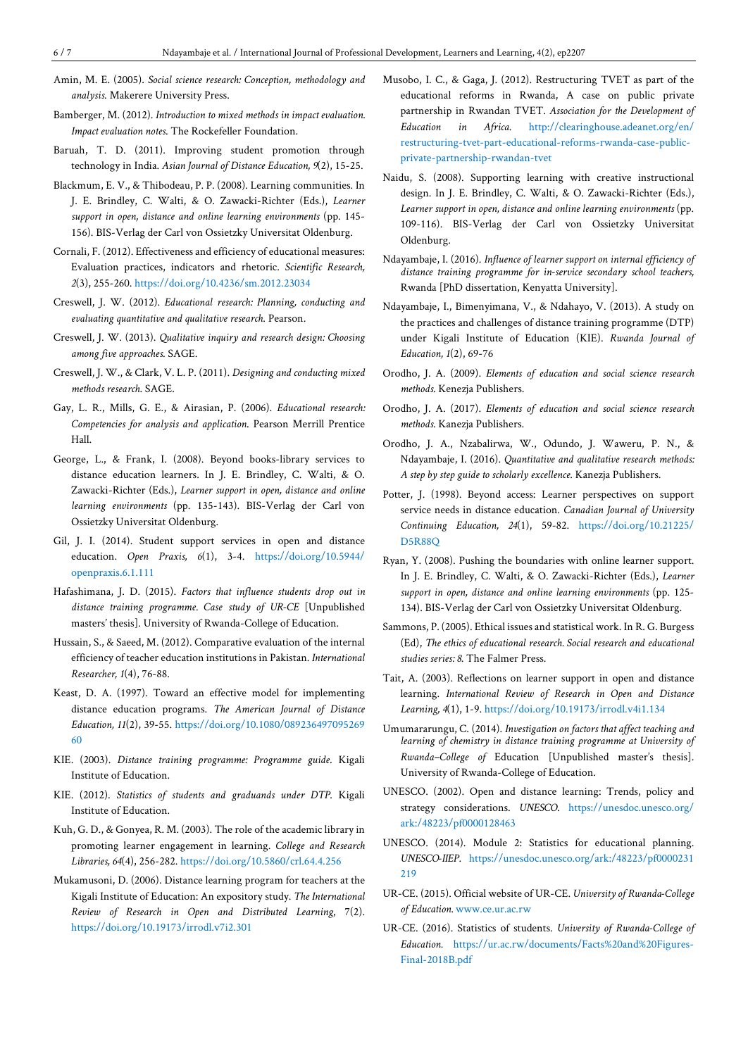Amin, M. E. (2005). *Social science research: Conception, methodology and analysis*. Makerere University Press.

Bamberger, M. (2012). *Introduction to mixed methods in impact evaluation. Impact evaluation notes*. The Rockefeller Foundation.

Baruah, T. D. (2011). Improving student promotion through technology in India. *Asian Journal of Distance Education, 9*(2), 15-25.

Blackmum, E. V., & Thibodeau, P. P. (2008). Learning communities. In J. E. Brindley, C. Walti, & O. Zawacki-Richter (Eds.), *Learner support in open, distance and online learning environments* (pp. 145-156). BIS-Verlag der Carl von Ossietzky Universitat Oldenburg.

Cornali, F. (2012). Effectiveness and efficiency of educational measures: Evaluation practices, indicators and rhetoric. *Scientific Research, 2*(3), 255-260. https://doi.org/10.4236/sm.2012.23034

Creswell, J. W. (2012). *Educational research: Planning, conducting and evaluating quantitative and qualitative research*. Pearson.

Creswell, J. W. (2013). *Qualitative inquiry and research design: Choosing among five approaches*. SAGE.

Creswell, J. W., & Clark, V. L. P. (2011). *Designing and conducting mixed methods research*. SAGE.

Gay, L. R., Mills, G. E., & Airasian, P. (2006). *Educational research: Competencies for analysis and application*. Pearson Merrill Prentice Hall.

George, L., & Frank, I. (2008). Beyond books-library services to distance education learners. In J. E. Brindley, C. Walti, & O. Zawacki-Richter (Eds.), *Learner support in open, distance and online learning environments* (pp. 135-143). BIS-Verlag der Carl von Ossietzky Universitat Oldenburg.

Gil, J. I. (2014). Student support services in open and distance education. *Open Praxis, 6*(1), 3-4. https://doi.org/10.5944/openpraxis.6.1.111

Hafashimana, J. D. (2015). *Factors that influence students drop out in distance training programme. Case study of UR-CE* [Unpublished masters' thesis]. University of Rwanda-College of Education.

Hussain, S., & Saeed, M. (2012). Comparative evaluation of the internal efficiency of teacher education institutions in Pakistan. *International Researcher, 1*(4), 76-88.

Keast, D. A. (1997). Toward an effective model for implementing distance education programs. *The American Journal of Distance Education, 11*(2), 39-55. https://doi.org/10.1080/08923649709526960

KIE. (2003). *Distance training programme: Programme guide*. Kigali Institute of Education.

KIE. (2012). *Statistics of students and graduands under DTP*. Kigali Institute of Education.

Kuh, G. D., & Gonyea, R. M. (2003). The role of the academic library in promoting learner engagement in learning. *College and Research Libraries, 64*(4), 256-282. https://doi.org/10.5860/crl.64.4.256

Mukamusoni, D. (2006). Distance learning program for teachers at the Kigali Institute of Education: An expository study. *The International Review of Research in Open and Distributed Learning, 7*(2). https://doi.org/10.19173/irrodl.v7i2.301

Musobo, I. C., & Gaga, J. (2012). Restructuring TVET as part of the educational reforms in Rwanda, A case on public private partnership in Rwandan TVET. *Association for the Development of Education in Africa*. http://clearinghouse.adeanet.org/en/restructuring-tvet-part-educational-reforms-rwanda-case-public-private-partnership-rwandan-tvet

Naidu, S. (2008). Supporting learning with creative instructional design. In J. E. Brindley, C. Walti, & O. Zawacki-Richter (Eds.), *Learner support in open, distance and online learning environments* (pp. 109-116). BIS-Verlag der Carl von Ossietzky Universitat Oldenburg.

Ndayambaje, I. (2016). *Influence of learner support on internal efficiency of distance training programme for in-service secondary school teachers*, Rwanda [PhD dissertation, Kenyatta University].

Ndayambaje, I., Bimenyimana, V., & Ndahayo, V. (2013). A study on the practices and challenges of distance training programme (DTP) under Kigali Institute of Education (KIE). *Rwanda Journal of Education, 1*(2), 69-76

Orodho, J. A. (2009). *Elements of education and social science research methods*. Kenezja Publishers.

Orodho, J. A. (2017). *Elements of education and social science research methods*. Kanezja Publishers.

Orodho, J. A., Nzabalirwa, W., Odundo, J. Waweru, P. N., & Ndayambaje, I. (2016). *Quantitative and qualitative research methods: A step by step guide to scholarly excellence*. Kanezja Publishers.

Potter, J. (1998). Beyond access: Learner perspectives on support service needs in distance education. *Canadian Journal of University Continuing Education, 24*(1), 59-82. https://doi.org/10.21225/D5R88Q

Ryan, Y. (2008). Pushing the boundaries with online learner support. In J. E. Brindley, C. Walti, & O. Zawacki-Richter (Eds.), *Learner support in open, distance and online learning environments* (pp. 125-134). BIS-Verlag der Carl von Ossietzky Universitat Oldenburg.

Sammons, P. (2005). Ethical issues and statistical work. In R. G. Burgess (Ed), *The ethics of educational research. Social research and educational studies series: 8*. The Falmer Press.

Tait, A. (2003). Reflections on learner support in open and distance learning. *International Review of Research in Open and Distance Learning, 4*(1), 1-9. https://doi.org/10.19173/irrodl.v4i1.134

Umumararungu, C. (2014). *Investigation on factors that affect teaching and learning of chemistry in distance training programme at University of Rwanda–College of* Education [Unpublished master's thesis]. University of Rwanda-College of Education.

UNESCO. (2002). Open and distance learning: Trends, policy and strategy considerations. *UNESCO*. https://unesdoc.unesco.org/ark:/48223/pf0000128463

UNESCO. (2014). Module 2: Statistics for educational planning. *UNESCO-IIEP*. https://unesdoc.unesco.org/ark:/48223/pf0000231219

UR-CE. (2015). Official website of UR-CE. *University of Rwanda-College of Education*. www.ce.ur.ac.rw

UR-CE. (2016). Statistics of students. *University of Rwanda-College of Education*. https://ur.ac.rw/documents/Facts%20and%20Figures-Final-2018B.pdf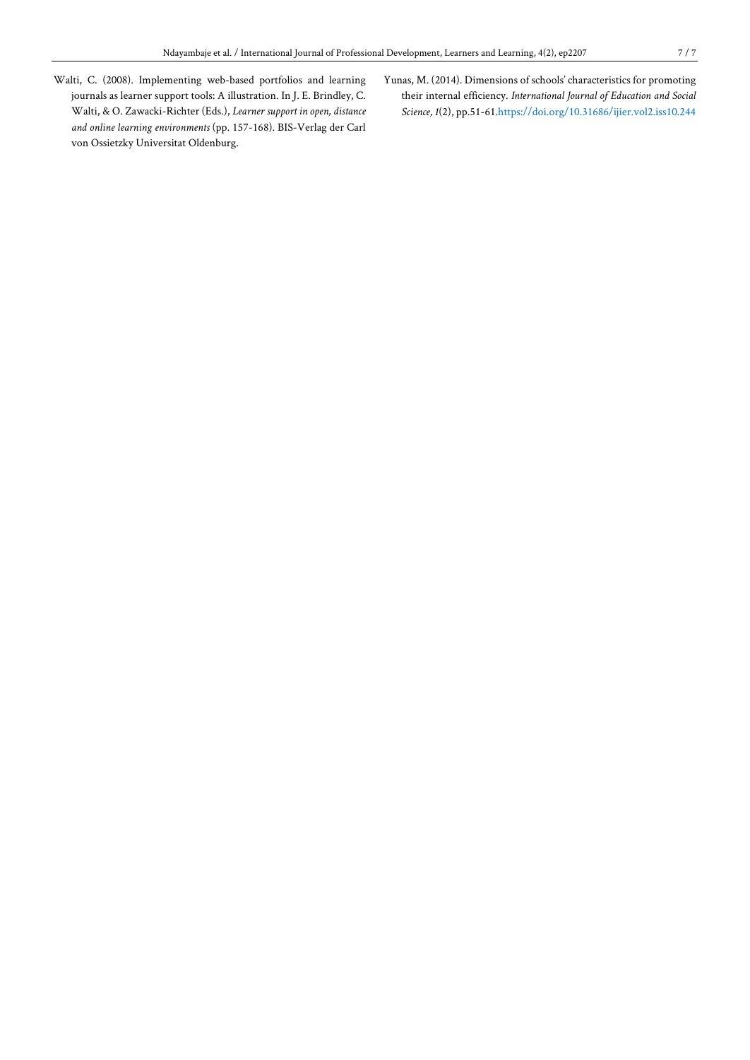Walti, C. (2008). Implementing web-based portfolios and learning journals as learner support tools: A illustration. In J. E. Brindley, C. Walti, & O. Zawacki-Richter (Eds.), *Learner support in open, distance and online learning environments* (pp. 157-168). BIS-Verlag der Carl von Ossietzky Universitat Oldenburg.

Yunas, M. (2014). Dimensions of schools' characteristics for promoting their internal efficiency. *International Journal of Education and Social Science, 1*(2), pp.51-61.https://doi.org/10.31686/ijier.vol2.iss10.244